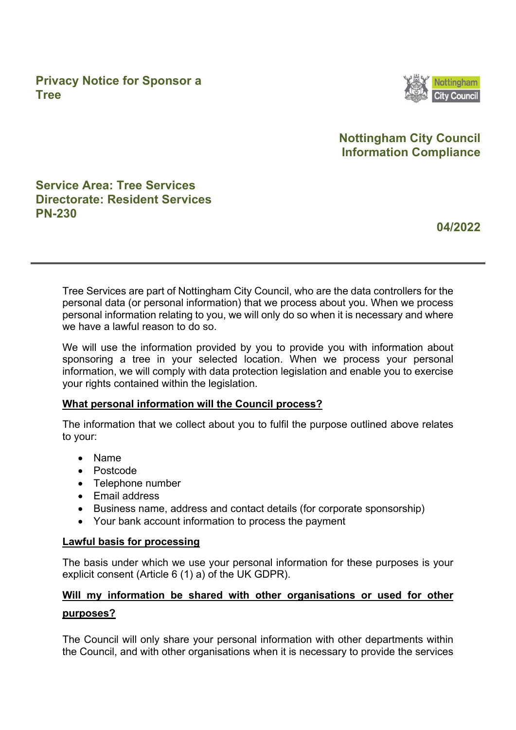# Privacy Notice for Sponsor a Tree

**Nottingham City Council**
**Information Compliance**

**Service Area: Tree Services**
**Directorate: Resident Services**
**PN-230**

**04/2022**

---

Tree Services are part of Nottingham City Council, who are the data controllers for the personal data (or personal information) that we process about you. When we process personal information relating to you, we will only do so when it is necessary and where we have a lawful reason to do so.

We will use the information provided by you to provide you with information about sponsoring a tree in your selected location. When we process your personal information, we will comply with data protection legislation and enable you to exercise your rights contained within the legislation.

## What personal information will the Council process?

The information that we collect about you to fulfil the purpose outlined above relates to your:

- Name
- Postcode
- Telephone number
- Email address
- Business name, address and contact details (for corporate sponsorship)
- Your bank account information to process the payment

## Lawful basis for processing

The basis under which we use your personal information for these purposes is your explicit consent (Article 6 (1) a) of the UK GDPR).

## Will my information be shared with other organisations or used for other purposes?

The Council will only share your personal information with other departments within the Council, and with other organisations when it is necessary to provide the services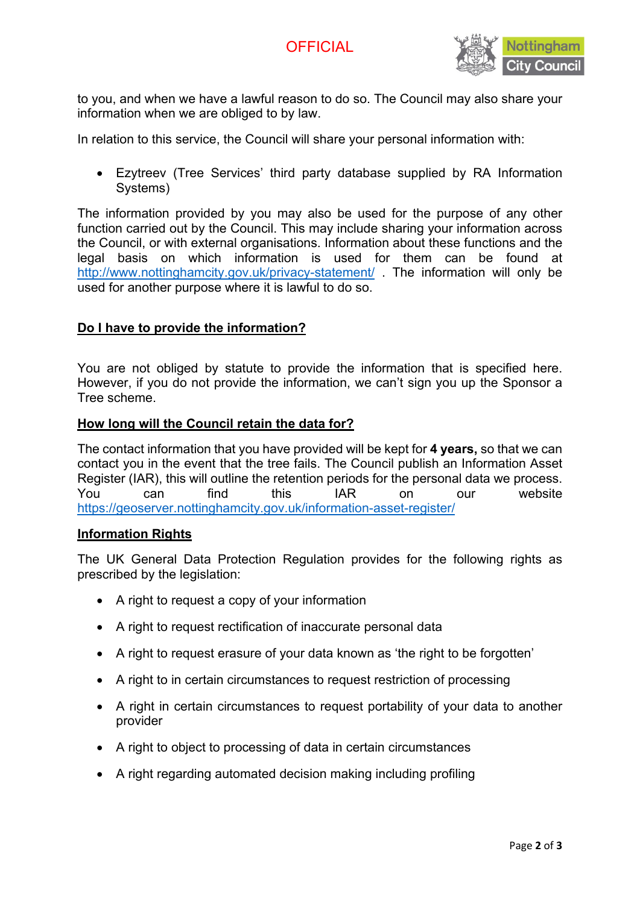to you, and when we have a lawful reason to do so. The Council may also share your information when we are obliged to by law.

In relation to this service, the Council will share your personal information with:

- Ezytreev (Tree Services' third party database supplied by RA Information Systems)

The information provided by you may also be used for the purpose of any other function carried out by the Council. This may include sharing your information across the Council, or with external organisations. Information about these functions and the legal basis on which information is used for them can be found at http://www.nottinghamcity.gov.uk/privacy-statement/ . The information will only be used for another purpose where it is lawful to do so.

## Do I have to provide the information?

You are not obliged by statute to provide the information that is specified here. However, if you do not provide the information, we can't sign you up the Sponsor a Tree scheme.

## How long will the Council retain the data for?

The contact information that you have provided will be kept for **4 years,** so that we can contact you in the event that the tree fails. The Council publish an Information Asset Register (IAR), this will outline the retention periods for the personal data we process. You can find this IAR on our website https://geoserver.nottinghamcity.gov.uk/information-asset-register/

## Information Rights

The UK General Data Protection Regulation provides for the following rights as prescribed by the legislation:

- A right to request a copy of your information
- A right to request rectification of inaccurate personal data
- A right to request erasure of your data known as 'the right to be forgotten'
- A right to in certain circumstances to request restriction of processing
- A right in certain circumstances to request portability of your data to another provider
- A right to object to processing of data in certain circumstances
- A right regarding automated decision making including profiling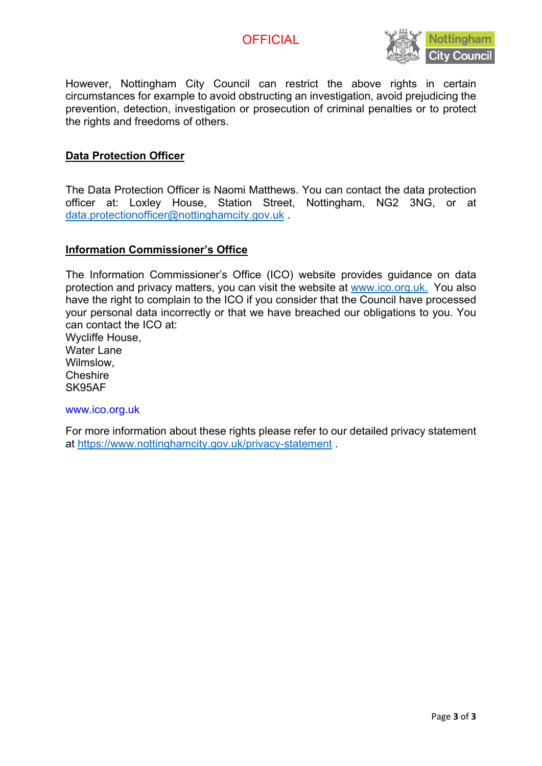However, Nottingham City Council can restrict the above rights in certain circumstances for example to avoid obstructing an investigation, avoid prejudicing the prevention, detection, investigation or prosecution of criminal penalties or to protect the rights and freedoms of others.

## Data Protection Officer

The Data Protection Officer is Naomi Matthews. You can contact the data protection officer at: Loxley House, Station Street, Nottingham, NG2 3NG, or at data.protectionofficer@nottinghamcity.gov.uk .

## Information Commissioner's Office

The Information Commissioner's Office (ICO) website provides guidance on data protection and privacy matters, you can visit the website at www.ico.org.uk. You also have the right to complain to the ICO if you consider that the Council have processed your personal data incorrectly or that we have breached our obligations to you. You can contact the ICO at:
Wycliffe House,
Water Lane
Wilmslow,
Cheshire
SK95AF

www.ico.org.uk

For more information about these rights please refer to our detailed privacy statement at https://www.nottinghamcity.gov.uk/privacy-statement .